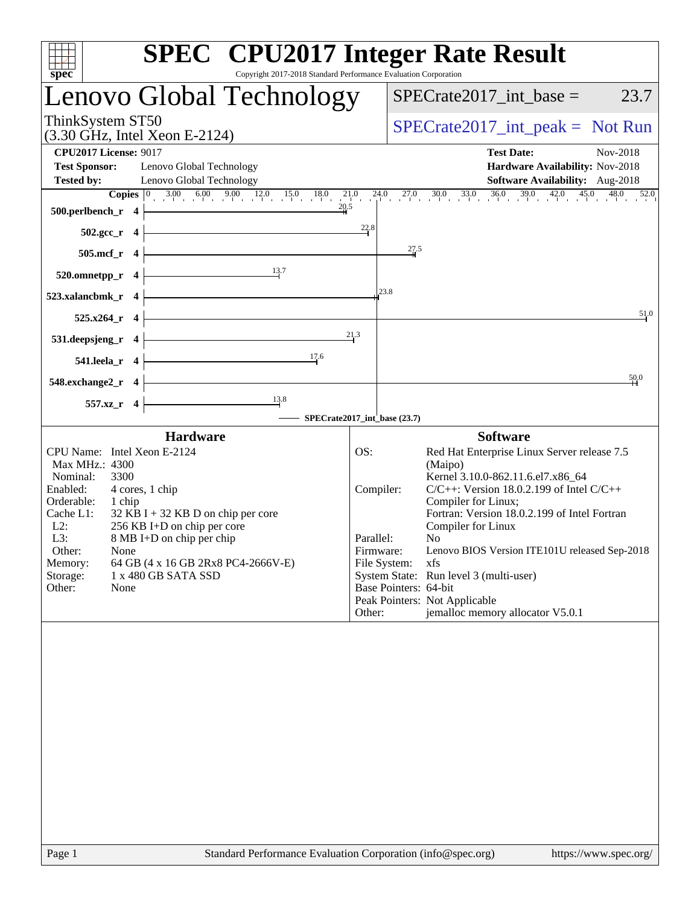# SPEC CPU2017 Integer Rate Result

Copyright 2017-2018 Standard Performance Evaluation Corporation

## Lenovo Global Technology

ThinkSystem ST50
(3.30 GHz, Intel Xeon E-2124)

SPECrate2017_int_base = 23.7

SPECrate2017_int_peak = Not Run

| | | | |
|---|---|---|---|
| **CPU2017 License:** | 9017 | **Test Date:** | Nov-2018 |
| **Test Sponsor:** | Lenovo Global Technology | **Hardware Availability:** | Nov-2018 |
| **Tested by:** | Lenovo Global Technology | **Software Availability:** | Aug-2018 |

| Benchmark | Copies | SPECrate2017_int_base |
|---|---|---|
| 500.perlbench_r | 4 | 20.5 |
| 502.gcc_r | 4 | 22.8 |
| 505.mcf_r | 4 | 27.5 |
| 520.omnetpp_r | 4 | 13.7 |
| 523.xalancbmk_r | 4 | 23.8 |
| 525.x264_r | 4 | 51.0 |
| 531.deepsjeng_r | 4 | 21.3 |
| 541.leela_r | 4 | 17.6 |
| 548.exchange2_r | 4 | 50.0 |
| 557.xz_r | 4 | 13.8 |

SPECrate2017_int_base (23.7)

### Hardware

| | |
|---|---|
| CPU Name: | Intel Xeon E-2124 |
| Max MHz.: | 4300 |
| Nominal: | 3300 |
| Enabled: | 4 cores, 1 chip |
| Orderable: | 1 chip |
| Cache L1: | 32 KB I + 32 KB D on chip per core |
| L2: | 256 KB I+D on chip per core |
| L3: | 8 MB I+D on chip per chip |
| Other: | None |
| Memory: | 64 GB (4 x 16 GB 2Rx8 PC4-2666V-E) |
| Storage: | 1 x 480 GB SATA SSD |
| Other: | None |

### Software

| | |
|---|---|
| OS: | Red Hat Enterprise Linux Server release 7.5 (Maipo) Kernel 3.10.0-862.11.6.el7.x86_64 |
| Compiler: | C/C++: Version 18.0.2.199 of Intel C/C++ Compiler for Linux; Fortran: Version 18.0.2.199 of Intel Fortran Compiler for Linux |
| Parallel: | No |
| Firmware: | Lenovo BIOS Version ITE101U released Sep-2018 |
| File System: | xfs |
| System State: | Run level 3 (multi-user) |
| Base Pointers: | 64-bit |
| Peak Pointers: | Not Applicable |
| Other: | jemalloc memory allocator V5.0.1 |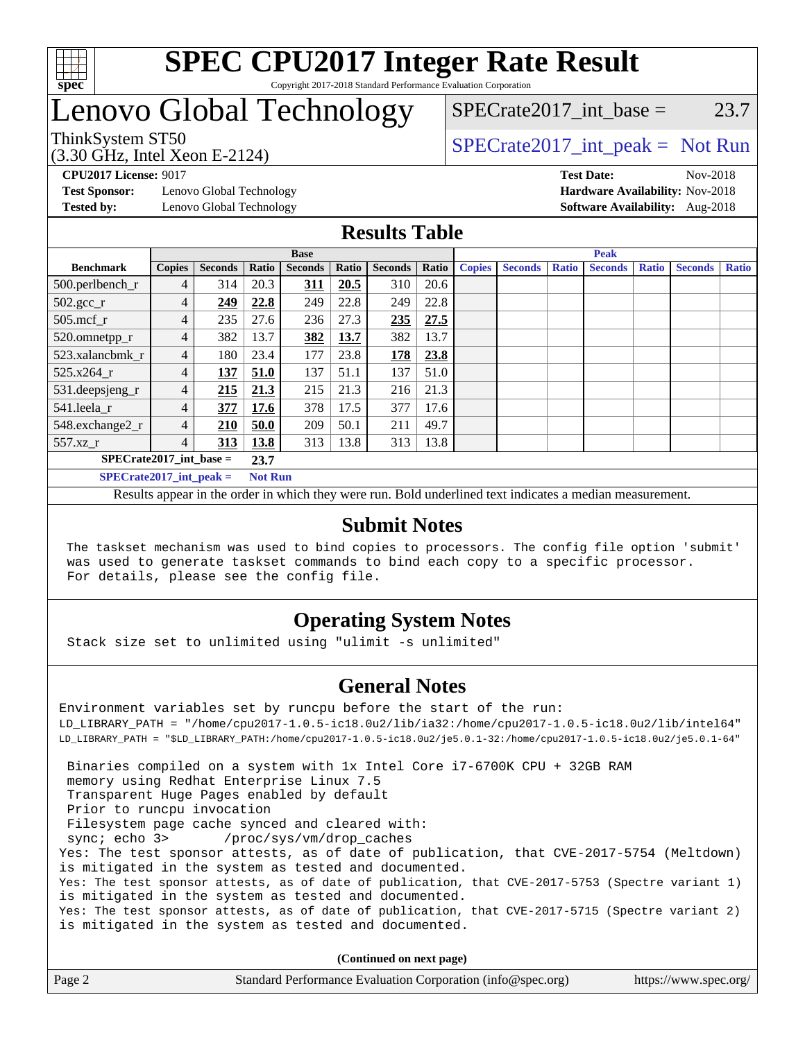# SPEC CPU2017 Integer Rate Result

Copyright 2017-2018 Standard Performance Evaluation Corporation

# Lenovo Global Technology

ThinkSystem ST50
(3.30 GHz, Intel Xeon E-2124)

SPECrate2017_int_base = 23.7

SPECrate2017_int_peak = Not Run

**CPU2017 License:** 9017
**Test Sponsor:** Lenovo Global Technology
**Tested by:** Lenovo Global Technology

**Test Date:** Nov-2018
**Hardware Availability:** Nov-2018
**Software Availability:** Aug-2018

## Results Table

| | Base | | | | | | | | Peak | | | | | | |
|---|---|---|---|---|---|---|---|---|---|---|---|---|---|---|---|
| **Benchmark** | **Copies** | **Seconds** | **Ratio** | **Seconds** | **Ratio** | **Seconds** | **Ratio** | **Copies** | **Seconds** | **Ratio** | **Seconds** | **Ratio** | **Seconds** | **Ratio** |
| 500.perlbench_r | 4 | 314 | 20.3 | **311** | **20.5** | 310 | 20.6 | | | | | | | |
| 502.gcc_r | 4 | **249** | **22.8** | 249 | 22.8 | 249 | 22.8 | | | | | | | |
| 505.mcf_r | 4 | 235 | 27.6 | 236 | 27.3 | **235** | **27.5** | | | | | | | |
| 520.omnetpp_r | 4 | 382 | 13.7 | **382** | **13.7** | 382 | 13.7 | | | | | | | |
| 523.xalancbmk_r | 4 | 180 | 23.4 | 177 | 23.8 | **178** | **23.8** | | | | | | | |
| 525.x264_r | 4 | **137** | **51.0** | 137 | 51.1 | 137 | 51.0 | | | | | | | |
| 531.deepsjeng_r | 4 | **215** | **21.3** | 215 | 21.3 | 216 | 21.3 | | | | | | | |
| 541.leela_r | 4 | **377** | **17.6** | 378 | 17.5 | 377 | 17.6 | | | | | | | |
| 548.exchange2_r | 4 | **210** | **50.0** | 209 | 50.1 | 211 | 49.7 | | | | | | | |
| 557.xz_r | 4 | **313** | **13.8** | 313 | 13.8 | 313 | 13.8 | | | | | | | |

**SPECrate2017_int_base = 23.7**

**SPECrate2017_int_peak = Not Run**

Results appear in the order in which they were run. Bold underlined text indicates a median measurement.

## Submit Notes

```
The taskset mechanism was used to bind copies to processors. The config file option 'submit'
was used to generate taskset commands to bind each copy to a specific processor.
For details, please see the config file.
```

## Operating System Notes

```
Stack size set to unlimited using "ulimit -s unlimited"
```

## General Notes

```
Environment variables set by runcpu before the start of the run:
LD_LIBRARY_PATH = "/home/cpu2017-1.0.5-ic18.0u2/lib/ia32:/home/cpu2017-1.0.5-ic18.0u2/lib/intel64"
LD_LIBRARY_PATH = "$LD_LIBRARY_PATH:/home/cpu2017-1.0.5-ic18.0u2/je5.0.1-32:/home/cpu2017-1.0.5-ic18.0u2/je5.0.1-64"

 Binaries compiled on a system with 1x Intel Core i7-6700K CPU + 32GB RAM
 memory using Redhat Enterprise Linux 7.5
 Transparent Huge Pages enabled by default
 Prior to runcpu invocation
 Filesystem page cache synced and cleared with:
 sync; echo 3>       /proc/sys/vm/drop_caches
Yes: The test sponsor attests, as of date of publication, that CVE-2017-5754 (Meltdown)
is mitigated in the system as tested and documented.
Yes: The test sponsor attests, as of date of publication, that CVE-2017-5753 (Spectre variant 1)
is mitigated in the system as tested and documented.
Yes: The test sponsor attests, as of date of publication, that CVE-2017-5715 (Spectre variant 2)
is mitigated in the system as tested and documented.
```

**(Continued on next page)**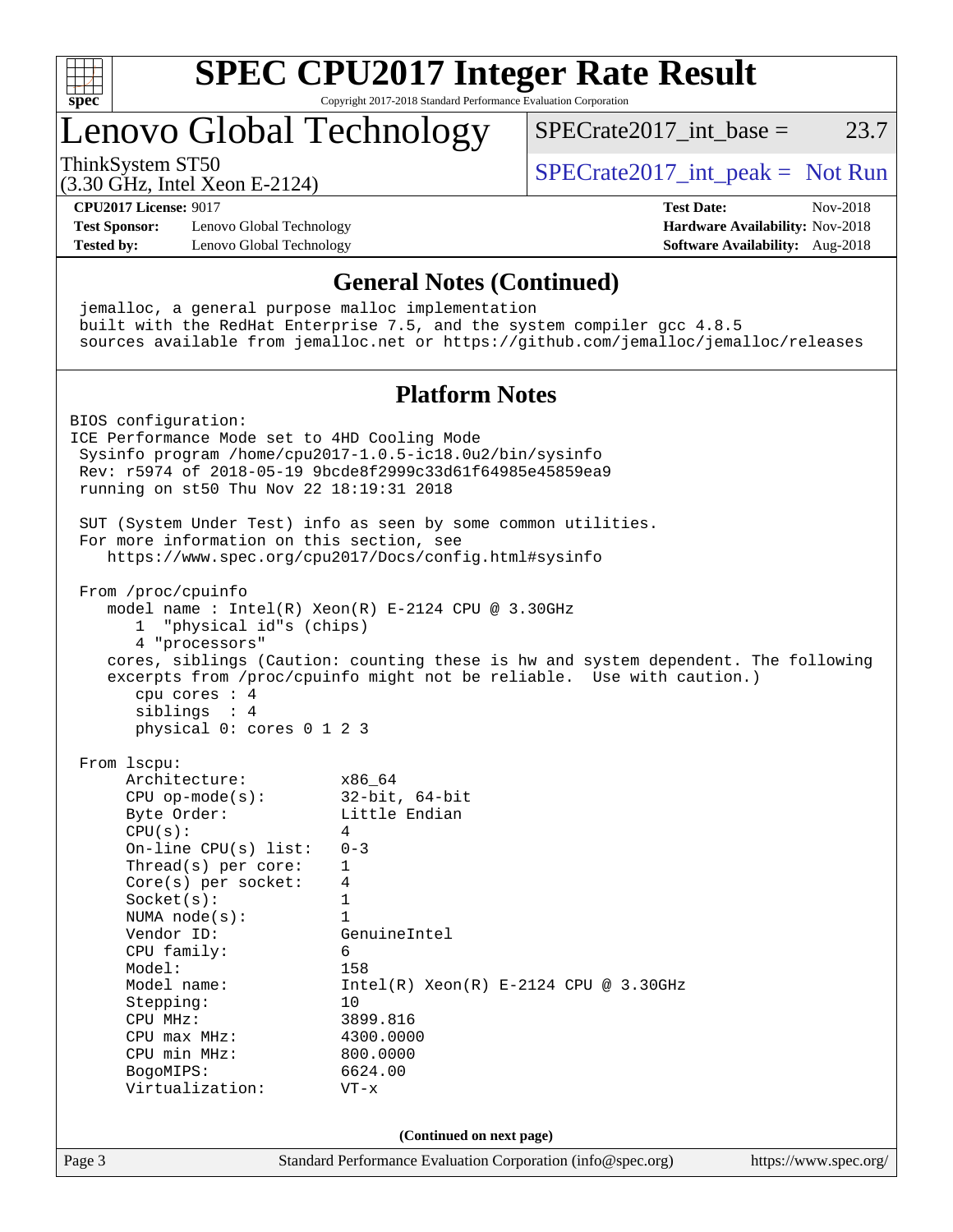# SPEC CPU2017 Integer Rate Result

Copyright 2017-2018 Standard Performance Evaluation Corporation

# Lenovo Global Technology

ThinkSystem ST50
(3.30 GHz, Intel Xeon E-2124)

SPECrate2017_int_base = 23.7

SPECrate2017_int_peak = Not Run

**CPU2017 License:** 9017
**Test Sponsor:** Lenovo Global Technology
**Tested by:** Lenovo Global Technology

**Test Date:** Nov-2018
**Hardware Availability:** Nov-2018
**Software Availability:** Aug-2018

## General Notes (Continued)

```
 jemalloc, a general purpose malloc implementation
 built with the RedHat Enterprise 7.5, and the system compiler gcc 4.8.5
 sources available from jemalloc.net or https://github.com/jemalloc/jemalloc/releases
```

## Platform Notes

```
BIOS configuration:
ICE Performance Mode set to 4HD Cooling Mode
 Sysinfo program /home/cpu2017-1.0.5-ic18.0u2/bin/sysinfo
 Rev: r5974 of 2018-05-19 9bcde8f2999c33d61f64985e45859ea9
 running on st50 Thu Nov 22 18:19:31 2018

 SUT (System Under Test) info as seen by some common utilities.
 For more information on this section, see
    https://www.spec.org/cpu2017/Docs/config.html#sysinfo

 From /proc/cpuinfo
    model name : Intel(R) Xeon(R) E-2124 CPU @ 3.30GHz
       1  "physical id"s (chips)
       4 "processors"
    cores, siblings (Caution: counting these is hw and system dependent. The following
    excerpts from /proc/cpuinfo might not be reliable.  Use with caution.)
       cpu cores : 4
       siblings  : 4
       physical 0: cores 0 1 2 3

 From lscpu:
      Architecture:          x86_64
      CPU op-mode(s):        32-bit, 64-bit
      Byte Order:            Little Endian
      CPU(s):                4
      On-line CPU(s) list:   0-3
      Thread(s) per core:    1
      Core(s) per socket:    4
      Socket(s):             1
      NUMA node(s):          1
      Vendor ID:             GenuineIntel
      CPU family:            6
      Model:                 158
      Model name:            Intel(R) Xeon(R) E-2124 CPU @ 3.30GHz
      Stepping:              10
      CPU MHz:               3899.816
      CPU max MHz:           4300.0000
      CPU min MHz:           800.0000
      BogoMIPS:              6624.00
      Virtualization:        VT-x
```

(Continued on next page)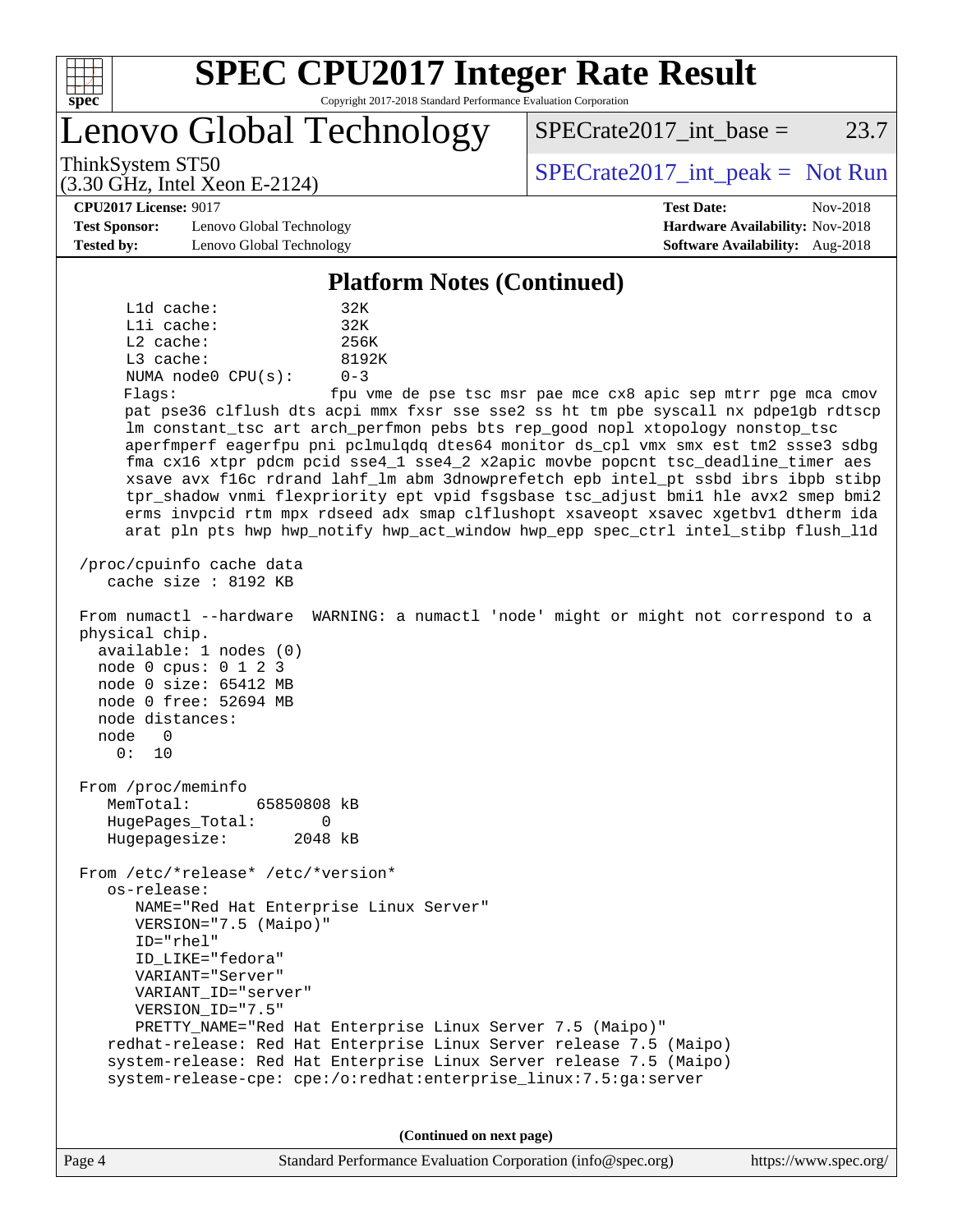## Platform Notes (Continued)

```
     L1d cache:              32K
     L1i cache:              32K
     L2 cache:               256K
     L3 cache:               8192K
     NUMA node0 CPU(s):      0-3
     Flags:                  fpu vme de pse tsc msr pae mce cx8 apic sep mtrr pge mca cmov
     pat pse36 clflush dts acpi mmx fxsr sse sse2 ss ht tm pbe syscall nx pdpe1gb rdtscp
     lm constant_tsc art arch_perfmon pebs bts rep_good nopl xtopology nonstop_tsc
     aperfmperf eagerfpu pni pclmulqdq dtes64 monitor ds_cpl vmx smx est tm2 ssse3 sdbg
     fma cx16 xtpr pdcm pcid sse4_1 sse4_2 x2apic movbe popcnt tsc_deadline_timer aes
     xsave avx f16c rdrand lahf_lm abm 3dnowprefetch epb intel_pt ssbd ibrs ibpb stibp
     tpr_shadow vnmi flexpriority ept vpid fsgsbase tsc_adjust bmi1 hle avx2 smep bmi2
     erms invpcid rtm mpx rdseed adx smap clflushopt xsaveopt xsavec xgetbv1 dtherm ida
     arat pln pts hwp hwp_notify hwp_act_window hwp_epp spec_ctrl intel_stibp flush_l1d

 /proc/cpuinfo cache data
    cache size : 8192 KB

 From numactl --hardware  WARNING: a numactl 'node' might or might not correspond to a
 physical chip.
   available: 1 nodes (0)
   node 0 cpus: 0 1 2 3
   node 0 size: 65412 MB
   node 0 free: 52694 MB
   node distances:
   node   0
     0:  10

 From /proc/meminfo
    MemTotal:       65850808 kB
    HugePages_Total:       0
    Hugepagesize:       2048 kB

 From /etc/*release* /etc/*version*
    os-release:
       NAME="Red Hat Enterprise Linux Server"
       VERSION="7.5 (Maipo)"
       ID="rhel"
       ID_LIKE="fedora"
       VARIANT="Server"
       VARIANT_ID="server"
       VERSION_ID="7.5"
       PRETTY_NAME="Red Hat Enterprise Linux Server 7.5 (Maipo)"
    redhat-release: Red Hat Enterprise Linux Server release 7.5 (Maipo)
    system-release: Red Hat Enterprise Linux Server release 7.5 (Maipo)
    system-release-cpe: cpe:/o:redhat:enterprise_linux:7.5:ga:server
```

(Continued on next page)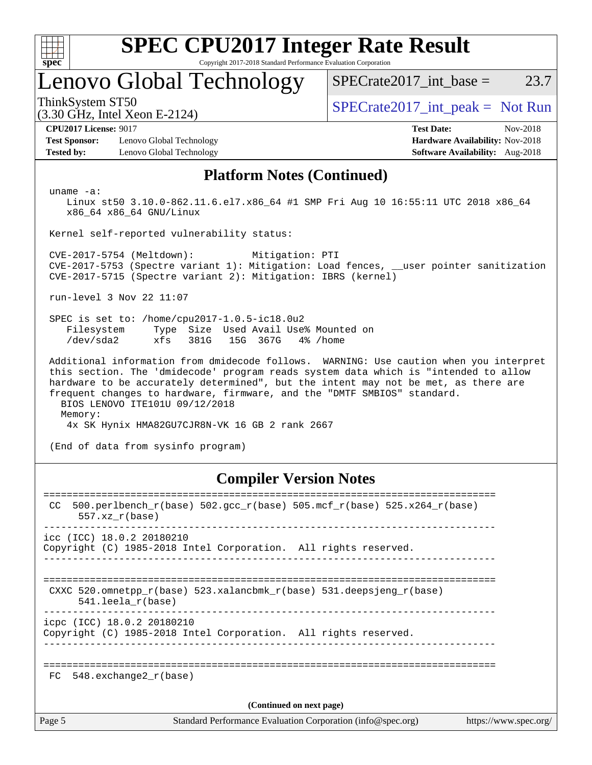# SPEC CPU2017 Integer Rate Result

Copyright 2017-2018 Standard Performance Evaluation Corporation

## Lenovo Global Technology

ThinkSystem ST50
(3.30 GHz, Intel Xeon E-2124)

SPECrate2017_int_base = 23.7

SPECrate2017_int_peak = Not Run

**CPU2017 License:** 9017
**Test Sponsor:** Lenovo Global Technology
**Tested by:** Lenovo Global Technology

**Test Date:** Nov-2018
**Hardware Availability:** Nov-2018
**Software Availability:** Aug-2018

## Platform Notes (Continued)

```
uname -a:
   Linux st50 3.10.0-862.11.6.el7.x86_64 #1 SMP Fri Aug 10 16:55:11 UTC 2018 x86_64
   x86_64 x86_64 GNU/Linux

Kernel self-reported vulnerability status:

CVE-2017-5754 (Meltdown):          Mitigation: PTI
CVE-2017-5753 (Spectre variant 1): Mitigation: Load fences, __user pointer sanitization
CVE-2017-5715 (Spectre variant 2): Mitigation: IBRS (kernel)

run-level 3 Nov 22 11:07

SPEC is set to: /home/cpu2017-1.0.5-ic18.0u2
   Filesystem     Type  Size  Used Avail Use% Mounted on
   /dev/sda2      xfs   381G   15G  367G   4% /home

Additional information from dmidecode follows.  WARNING: Use caution when you interpret
this section. The 'dmidecode' program reads system data which is "intended to allow
hardware to be accurately determined", but the intent may not be met, as there are
frequent changes to hardware, firmware, and the "DMTF SMBIOS" standard.
  BIOS LENOVO ITE101U 09/12/2018
  Memory:
   4x SK Hynix HMA82GU7CJR8N-VK 16 GB 2 rank 2667

(End of data from sysinfo program)
```

## Compiler Version Notes

```
==============================================================================
 CC  500.perlbench_r(base) 502.gcc_r(base) 505.mcf_r(base) 525.x264_r(base)
      557.xz_r(base)
------------------------------------------------------------------------------
icc (ICC) 18.0.2 20180210
Copyright (C) 1985-2018 Intel Corporation.  All rights reserved.
------------------------------------------------------------------------------

==============================================================================
 CXXC 520.omnetpp_r(base) 523.xalancbmk_r(base) 531.deepsjeng_r(base)
      541.leela_r(base)
------------------------------------------------------------------------------
icpc (ICC) 18.0.2 20180210
Copyright (C) 1985-2018 Intel Corporation.  All rights reserved.
------------------------------------------------------------------------------

==============================================================================
 FC  548.exchange2_r(base)
```

(Continued on next page)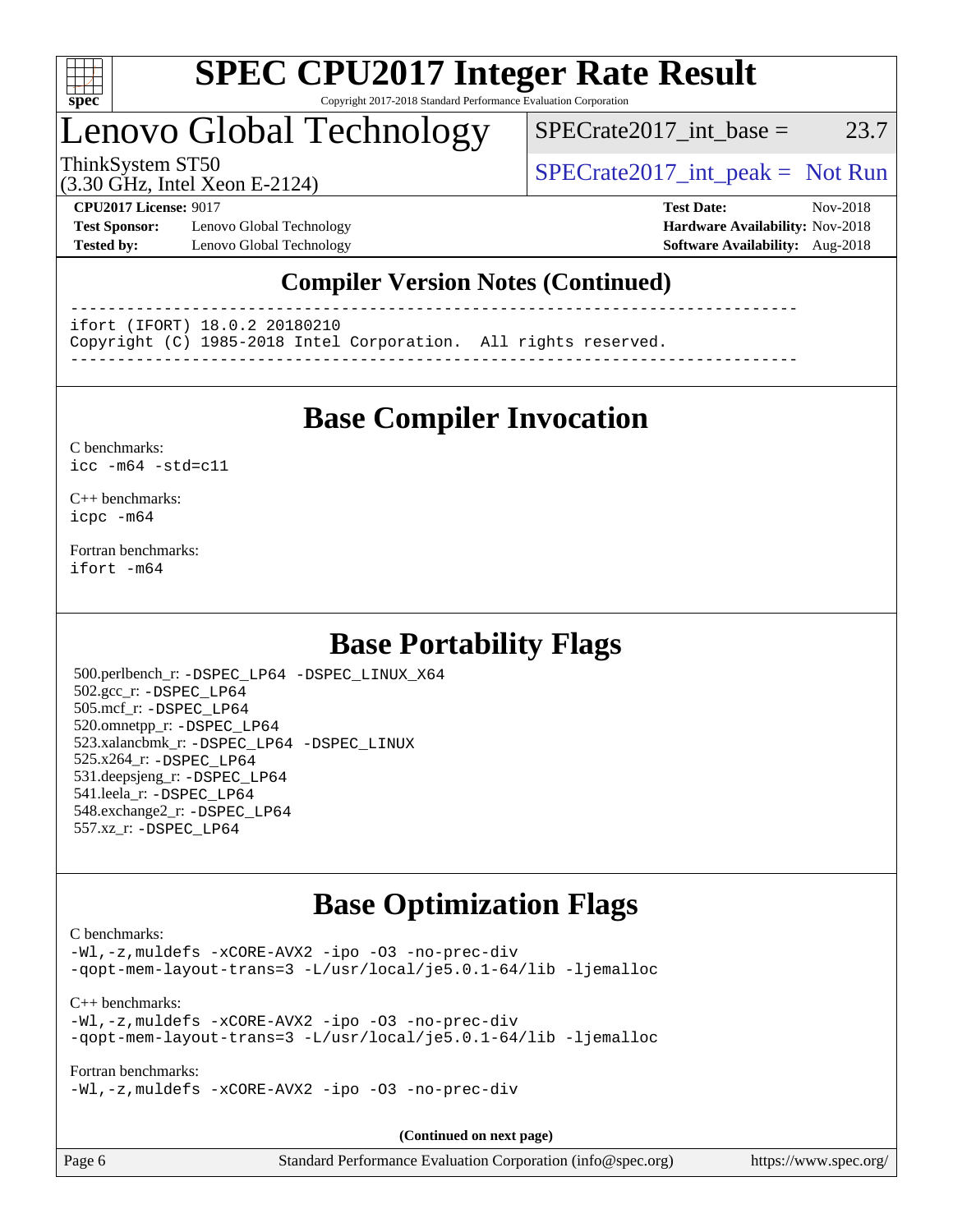## Compiler Version Notes (Continued)

```
------------------------------------------------------------------------------
ifort (IFORT) 18.0.2 20180210
Copyright (C) 1985-2018 Intel Corporation.  All rights reserved.
------------------------------------------------------------------------------
```

## Base Compiler Invocation

C benchmarks:
`icc -m64 -std=c11`

C++ benchmarks:
`icpc -m64`

Fortran benchmarks:
`ifort -m64`

## Base Portability Flags

500.perlbench_r: `-DSPEC_LP64 -DSPEC_LINUX_X64`
502.gcc_r: `-DSPEC_LP64`
505.mcf_r: `-DSPEC_LP64`
520.omnetpp_r: `-DSPEC_LP64`
523.xalancbmk_r: `-DSPEC_LP64 -DSPEC_LINUX`
525.x264_r: `-DSPEC_LP64`
531.deepsjeng_r: `-DSPEC_LP64`
541.leela_r: `-DSPEC_LP64`
548.exchange2_r: `-DSPEC_LP64`
557.xz_r: `-DSPEC_LP64`

## Base Optimization Flags

C benchmarks:
`-Wl,-z,muldefs -xCORE-AVX2 -ipo -O3 -no-prec-div -qopt-mem-layout-trans=3 -L/usr/local/je5.0.1-64/lib -ljemalloc`

C++ benchmarks:
`-Wl,-z,muldefs -xCORE-AVX2 -ipo -O3 -no-prec-div -qopt-mem-layout-trans=3 -L/usr/local/je5.0.1-64/lib -ljemalloc`

Fortran benchmarks:
`-Wl,-z,muldefs -xCORE-AVX2 -ipo -O3 -no-prec-div`

**(Continued on next page)**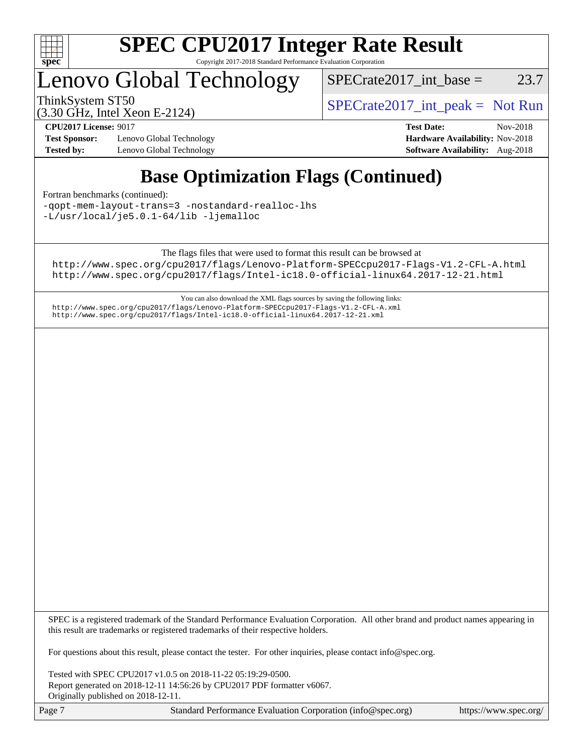# Base Optimization Flags (Continued)

Fortran benchmarks (continued):

-qopt-mem-layout-trans=3 -nostandard-realloc-lhs
-L/usr/local/je5.0.1-64/lib -ljemalloc

The flags files that were used to format this result can be browsed at

http://www.spec.org/cpu2017/flags/Lenovo-Platform-SPECcpu2017-Flags-V1.2-CFL-A.html
http://www.spec.org/cpu2017/flags/Intel-ic18.0-official-linux64.2017-12-21.html

You can also download the XML flags sources by saving the following links:

http://www.spec.org/cpu2017/flags/Lenovo-Platform-SPECcpu2017-Flags-V1.2-CFL-A.xml
http://www.spec.org/cpu2017/flags/Intel-ic18.0-official-linux64.2017-12-21.xml

SPEC is a registered trademark of the Standard Performance Evaluation Corporation. All other brand and product names appearing in this result are trademarks or registered trademarks of their respective holders.

For questions about this result, please contact the tester. For other inquiries, please contact info@spec.org.

Tested with SPEC CPU2017 v1.0.5 on 2018-11-22 05:19:29-0500.
Report generated on 2018-12-11 14:56:26 by CPU2017 PDF formatter v6067.
Originally published on 2018-12-11.